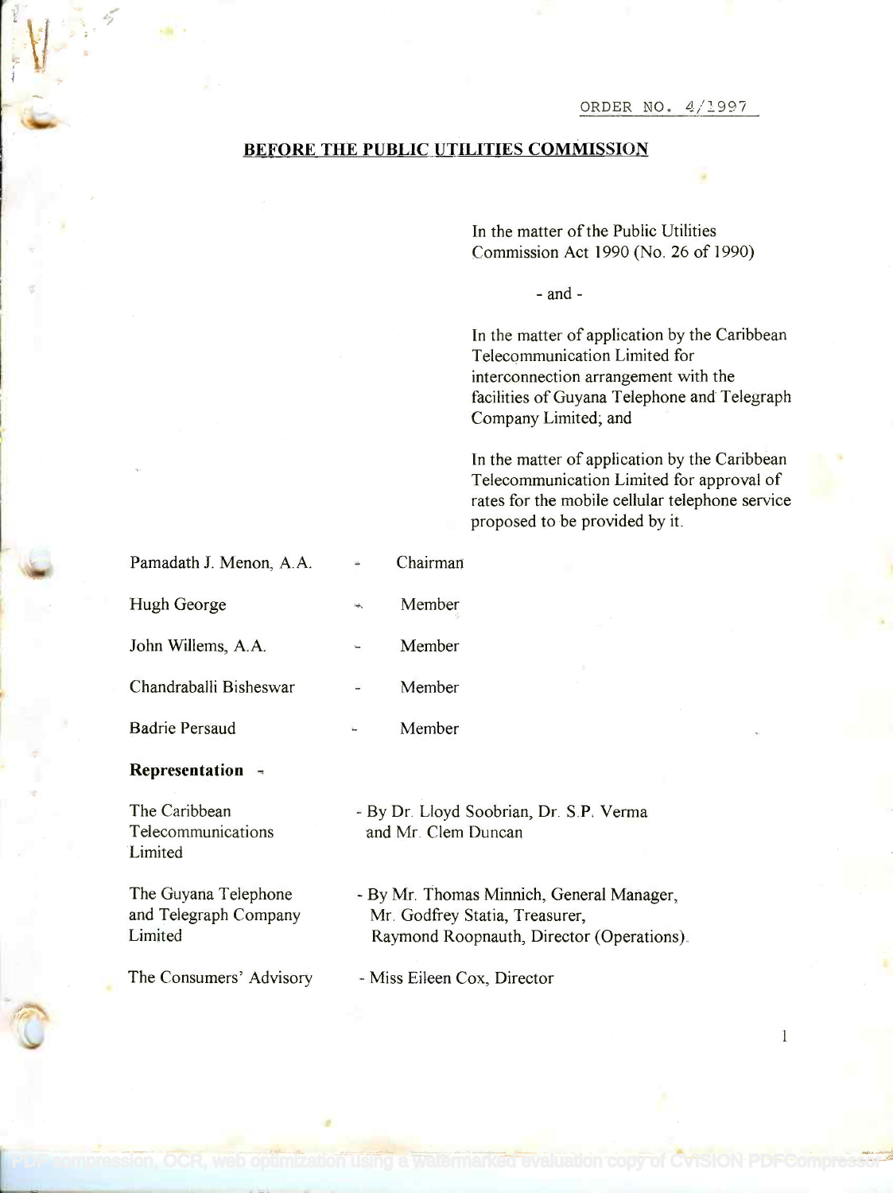ORDER NO. 4/1997

## BEFORE THE PUBLIC UTILITIES COMMISSION

In the matter of the Public Utilities Commission Act 1990 (No. 26 of 1990)

- and -

In the matter of application by the Caribbean Telecommunication Limited for interconnection arrangement with the facilities of Guyana Telephone and Telegraph Company Limited; and

In the matter of application by the Caribbean Telecommunication Limited for approval of rates for the mobile cellular telephone service proposed to be provided by it.

| | | |
|---|---|---|
| Pamadath J. Menon, A.A. | - | Chairman |
| Hugh George | - | Member |
| John Willems, A.A. | - | Member |
| Chandraballi Bisheswar | - | Member |
| Badrie Persaud | - | Member |

**Representation** -

| | |
|---|---|
| The Caribbean Telecommunications Limited | - By Dr. Lloyd Soobrian, Dr. S.P. Verma and Mr. Clem Duncan |
| The Guyana Telephone and Telegraph Company Limited | - By Mr. Thomas Minnich, General Manager, Mr. Godfrey Statia, Treasurer, Raymond Roopnauth, Director (Operations). |
| The Consumers' Advisory | - Miss Eileen Cox, Director |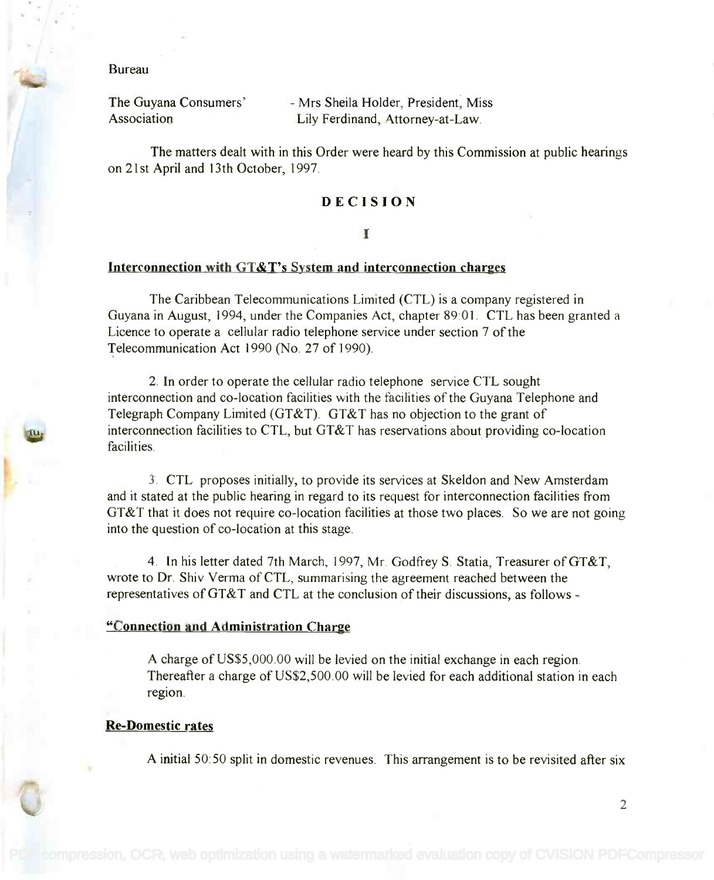Bureau

| | |
|---|---|
| The Guyana Consumers' Association | - Mrs Sheila Holder, President, Miss Lily Ferdinand, Attorney-at-Law. |

The matters dealt with in this Order were heard by this Commission at public hearings on 21st April and 13th October, 1997.

## DECISION

### I

**Interconnection with GT&T's System and interconnection charges**

The Caribbean Telecommunications Limited (CTL) is a company registered in Guyana in August, 1994, under the Companies Act, chapter 89:01. CTL has been granted a Licence to operate a cellular radio telephone service under section 7 of the Telecommunication Act 1990 (No. 27 of 1990).

2. In order to operate the cellular radio telephone service CTL sought interconnection and co-location facilities with the facilities of the Guyana Telephone and Telegraph Company Limited (GT&T). GT&T has no objection to the grant of interconnection facilities to CTL, but GT&T has reservations about providing co-location facilities.

3. CTL proposes initially, to provide its services at Skeldon and New Amsterdam and it stated at the public hearing in regard to its request for interconnection facilities from GT&T that it does not require co-location facilities at those two places. So we are not going into the question of co-location at this stage.

4. In his letter dated 7th March, 1997, Mr. Godfrey S. Statia, Treasurer of GT&T, wrote to Dr. Shiv Verma of CTL, summarising the agreement reached between the representatives of GT&T and CTL at the conclusion of their discussions, as follows -

**"Connection and Administration Charge**

A charge of US$5,000.00 will be levied on the initial exchange in each region. Thereafter a charge of US$2,500.00 will be levied for each additional station in each region.

**Re-Domestic rates**

A initial 50:50 split in domestic revenues. This arrangement is to be revisited after six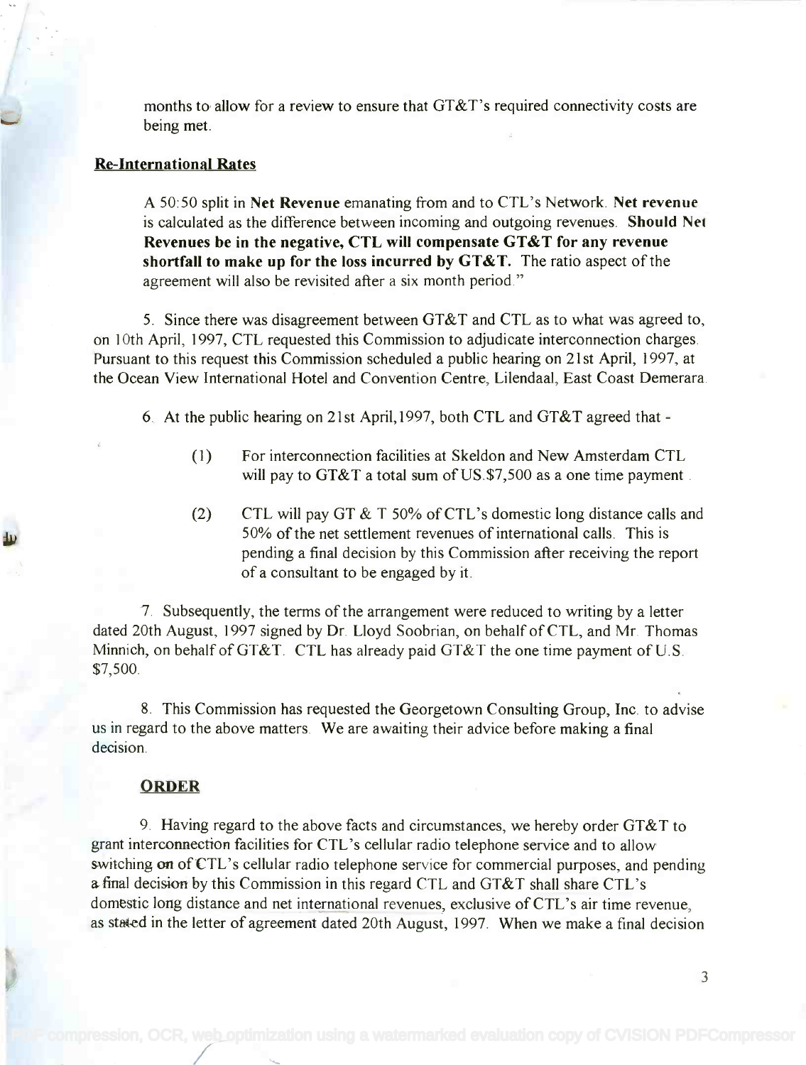months to allow for a review to ensure that GT&T's required connectivity costs are being met.

**Re-International Rates**

A 50:50 split in **Net Revenue** emanating from and to CTL's Network. **Net revenue** is calculated as the difference between incoming and outgoing revenues. **Should Net Revenues be in the negative, CTL will compensate GT&T for any revenue shortfall to make up for the loss incurred by GT&T.** The ratio aspect of the agreement will also be revisited after a six month period."

5. Since there was disagreement between GT&T and CTL as to what was agreed to, on 10th April, 1997, CTL requested this Commission to adjudicate interconnection charges. Pursuant to this request this Commission scheduled a public hearing on 21st April, 1997, at the Ocean View International Hotel and Convention Centre, Lilendaal, East Coast Demerara.

6. At the public hearing on 21st April, 1997, both CTL and GT&T agreed that -

(1) For interconnection facilities at Skeldon and New Amsterdam CTL will pay to GT&T a total sum of US.$7,500 as a one time payment.

(2) CTL will pay GT & T 50% of CTL's domestic long distance calls and 50% of the net settlement revenues of international calls. This is pending a final decision by this Commission after receiving the report of a consultant to be engaged by it.

7. Subsequently, the terms of the arrangement were reduced to writing by a letter dated 20th August, 1997 signed by Dr. Lloyd Soobrian, on behalf of CTL, and Mr. Thomas Minnich, on behalf of GT&T. CTL has already paid GT&T the one time payment of U.S. $7,500.

8. This Commission has requested the Georgetown Consulting Group, Inc. to advise us in regard to the above matters. We are awaiting their advice before making a final decision.

**ORDER**

9. Having regard to the above facts and circumstances, we hereby order GT&T to grant interconnection facilities for CTL's cellular radio telephone service and to allow switching on of CTL's cellular radio telephone service for commercial purposes, and pending a final decision by this Commission in this regard CTL and GT&T shall share CTL's domestic long distance and net international revenues, exclusive of CTL's air time revenue, as stated in the letter of agreement dated 20th August, 1997. When we make a final decision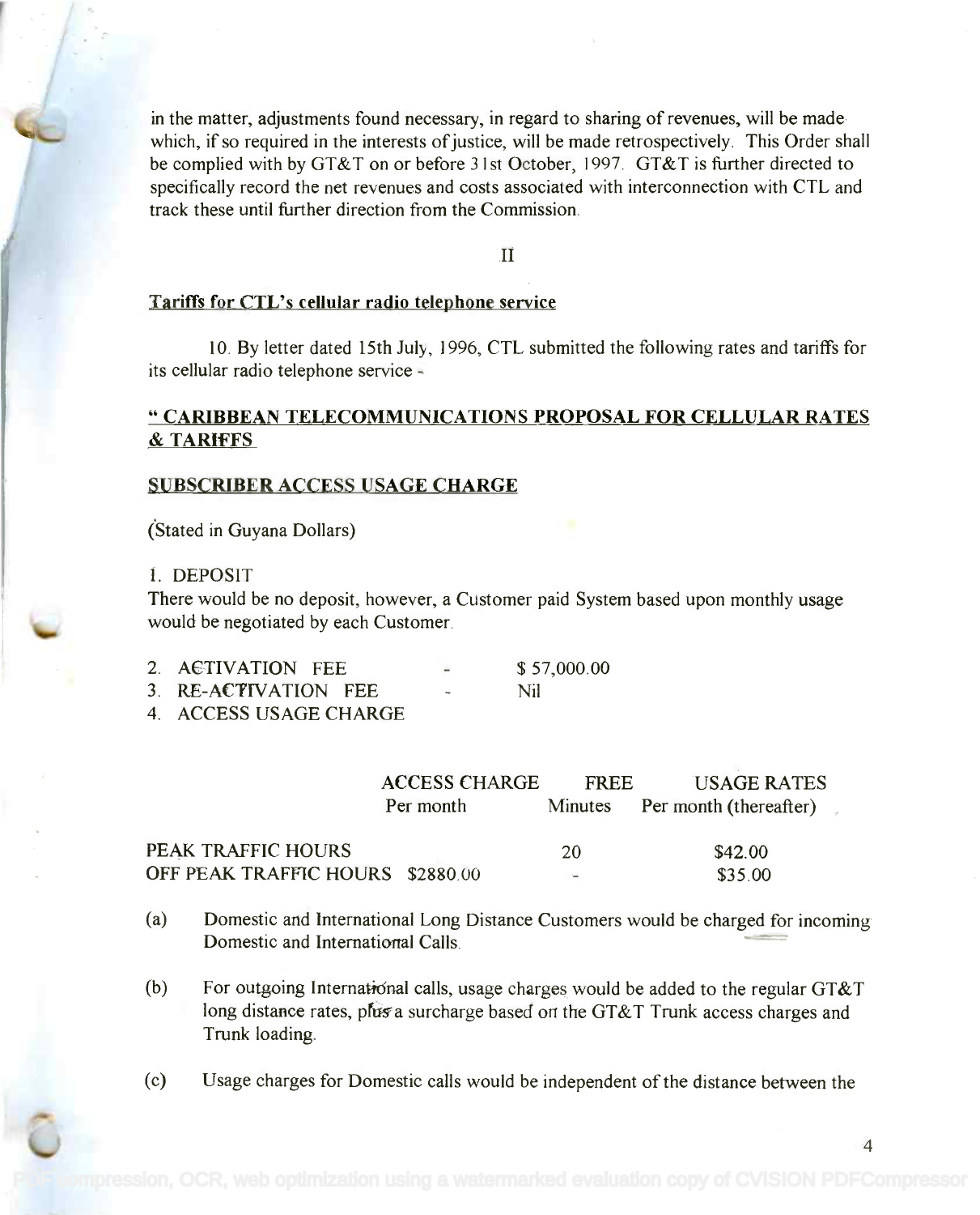in the matter, adjustments found necessary, in regard to sharing of revenues, will be made which, if so required in the interests of justice, will be made retrospectively. This Order shall be complied with by GT&T on or before 31st October, 1997. GT&T is further directed to specifically record the net revenues and costs associated with interconnection with CTL and track these until further direction from the Commission.

II

**Tariffs for CTL's cellular radio telephone service**

10. By letter dated 15th July, 1996, CTL submitted the following rates and tariffs for its cellular radio telephone service -

**" CARIBBEAN TELECOMMUNICATIONS PROPOSAL FOR CELLULAR RATES & TARIFFS**

**SUBSCRIBER ACCESS USAGE CHARGE**

(Stated in Guyana Dollars)

1. DEPOSIT

There would be no deposit, however, a Customer paid System based upon monthly usage would be negotiated by each Customer.

2. ACTIVATION FEE - $ 57,000.00
3. RE-ACTIVATION FEE - Nil
4. ACCESS USAGE CHARGE

| | ACCESS CHARGE Per month | FREE Minutes | USAGE RATES Per month (thereafter) |
|---|---|---|---|
| PEAK TRAFFIC HOURS | | 20 | $42.00 |
| OFF PEAK TRAFFIC HOURS | $2880.00 | - | $35.00 |

(a) Domestic and International Long Distance Customers would be charged for incoming Domestic and International Calls.

(b) For outgoing International calls, usage charges would be added to the regular GT&T long distance rates, plus a surcharge based on the GT&T Trunk access charges and Trunk loading.

(c) Usage charges for Domestic calls would be independent of the distance between the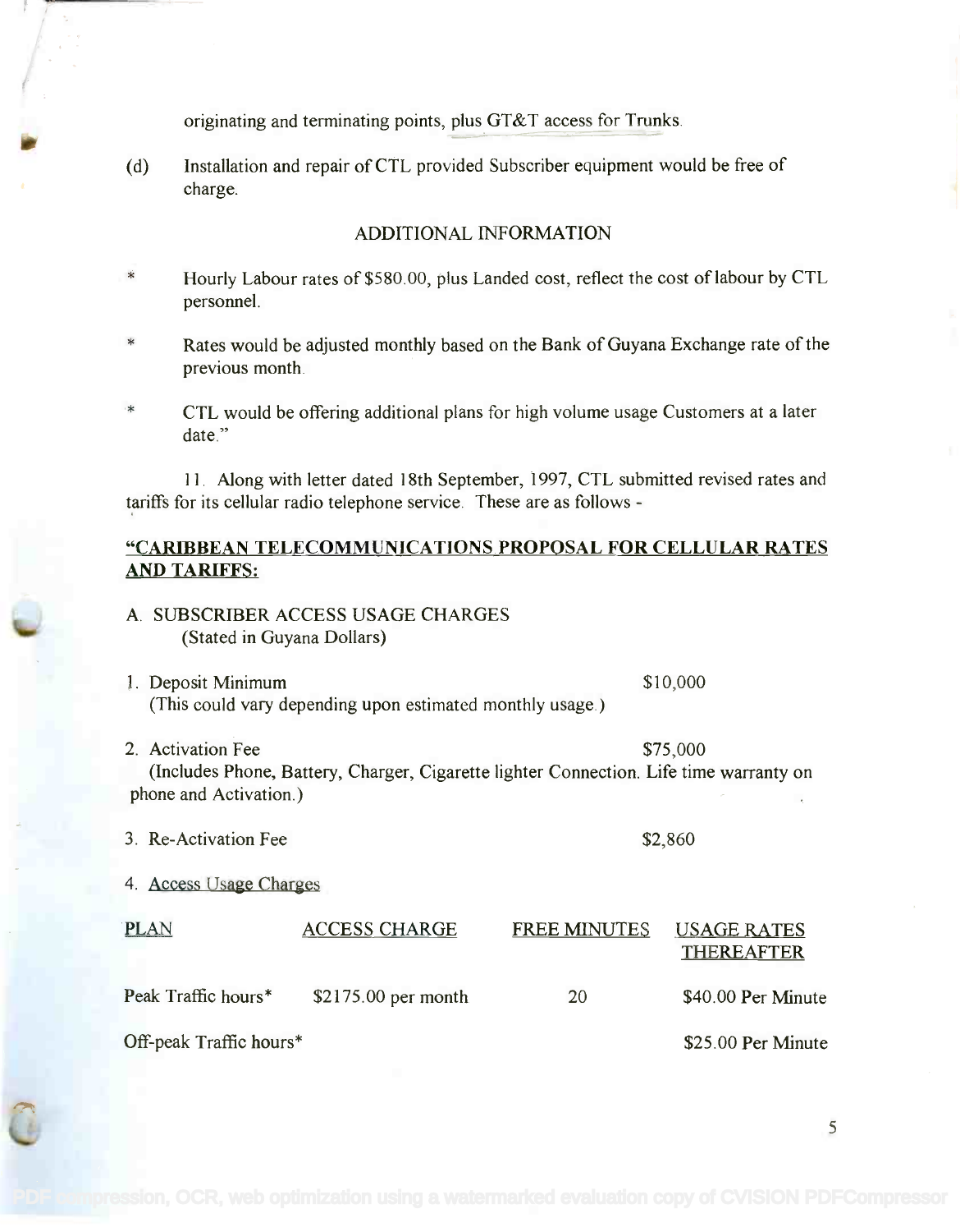originating and terminating points, plus GT&T access for Trunks.

(d) Installation and repair of CTL provided Subscriber equipment would be free of charge.

ADDITIONAL INFORMATION

* Hourly Labour rates of $580.00, plus Landed cost, reflect the cost of labour by CTL personnel.

* Rates would be adjusted monthly based on the Bank of Guyana Exchange rate of the previous month.

* CTL would be offering additional plans for high volume usage Customers at a later date."

11. Along with letter dated 18th September, 1997, CTL submitted revised rates and tariffs for its cellular radio telephone service. These are as follows -

**"CARIBBEAN TELECOMMUNICATIONS PROPOSAL FOR CELLULAR RATES AND TARIFFS:**

A. SUBSCRIBER ACCESS USAGE CHARGES
(Stated in Guyana Dollars)

1. Deposit Minimum $10,000
(This could vary depending upon estimated monthly usage.)

2. Activation Fee $75,000
(Includes Phone, Battery, Charger, Cigarette lighter Connection. Life time warranty on phone and Activation.)

3. Re-Activation Fee $2,860

4. Access Usage Charges

| PLAN | ACCESS CHARGE | FREE MINUTES | USAGE RATES THEREAFTER |
|---|---|---|---|
| Peak Traffic hours* | $2175.00 per month | 20 | $40.00 Per Minute |
| Off-peak Traffic hours* | | | $25.00 Per Minute |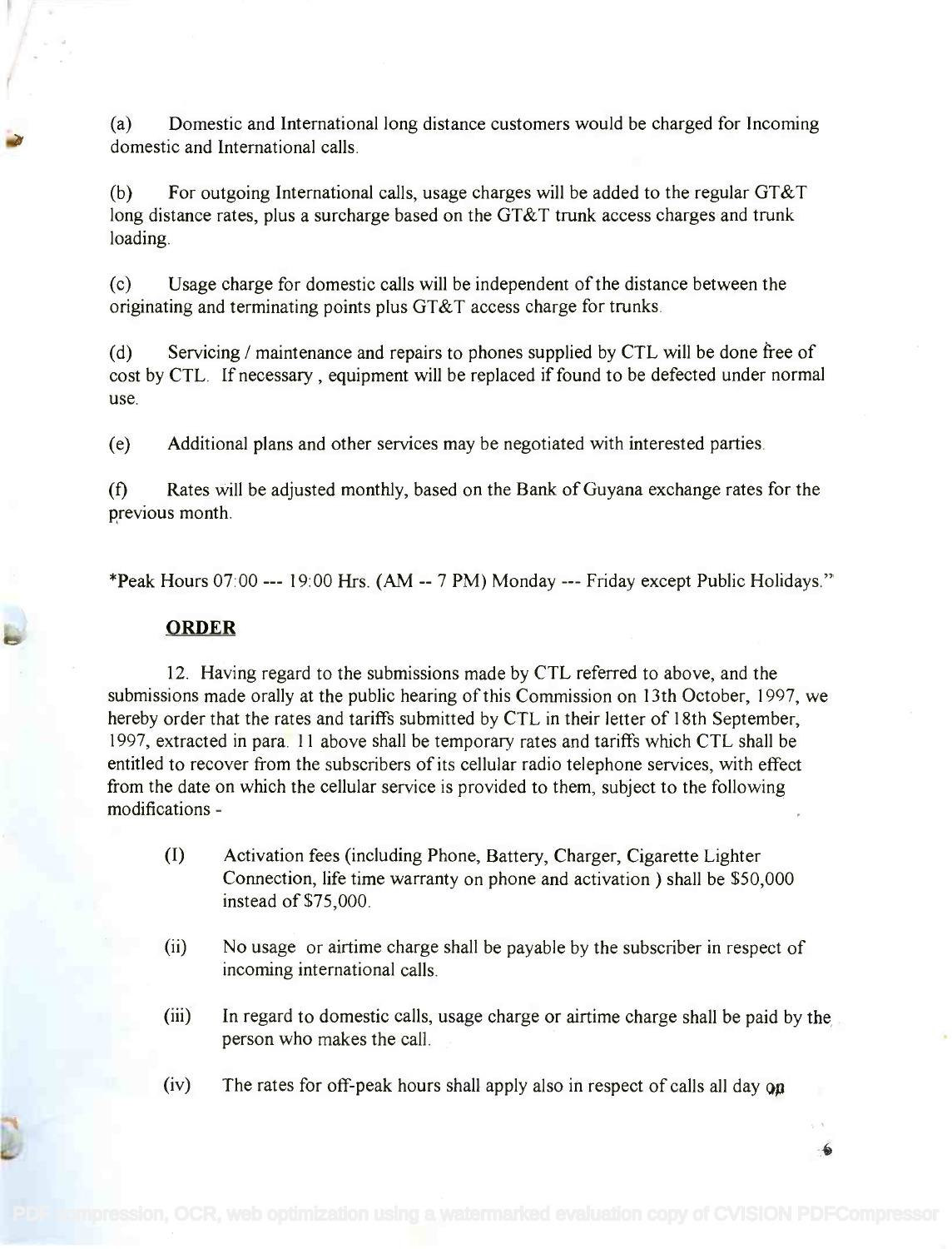(a) Domestic and International long distance customers would be charged for Incoming domestic and International calls.

(b) For outgoing International calls, usage charges will be added to the regular GT&T long distance rates, plus a surcharge based on the GT&T trunk access charges and trunk loading.

(c) Usage charge for domestic calls will be independent of the distance between the originating and terminating points plus GT&T access charge for trunks.

(d) Servicing / maintenance and repairs to phones supplied by CTL will be done free of cost by CTL. If necessary , equipment will be replaced if found to be defected under normal use.

(e) Additional plans and other services may be negotiated with interested parties.

(f) Rates will be adjusted monthly, based on the Bank of Guyana exchange rates for the previous month.

*Peak Hours 07:00 --- 19:00 Hrs. (AM -- 7 PM) Monday --- Friday except Public Holidays."

## ORDER

12. Having regard to the submissions made by CTL referred to above, and the submissions made orally at the public hearing of this Commission on 13th October, 1997, we hereby order that the rates and tariffs submitted by CTL in their letter of 18th September, 1997, extracted in para. 11 above shall be temporary rates and tariffs which CTL shall be entitled to recover from the subscribers of its cellular radio telephone services, with effect from the date on which the cellular service is provided to them, subject to the following modifications -

(I) Activation fees (including Phone, Battery, Charger, Cigarette Lighter Connection, life time warranty on phone and activation ) shall be $50,000 instead of $75,000.

(ii) No usage or airtime charge shall be payable by the subscriber in respect of incoming international calls.

(iii) In regard to domestic calls, usage charge or airtime charge shall be paid by the person who makes the call.

(iv) The rates for off-peak hours shall apply also in respect of calls all day on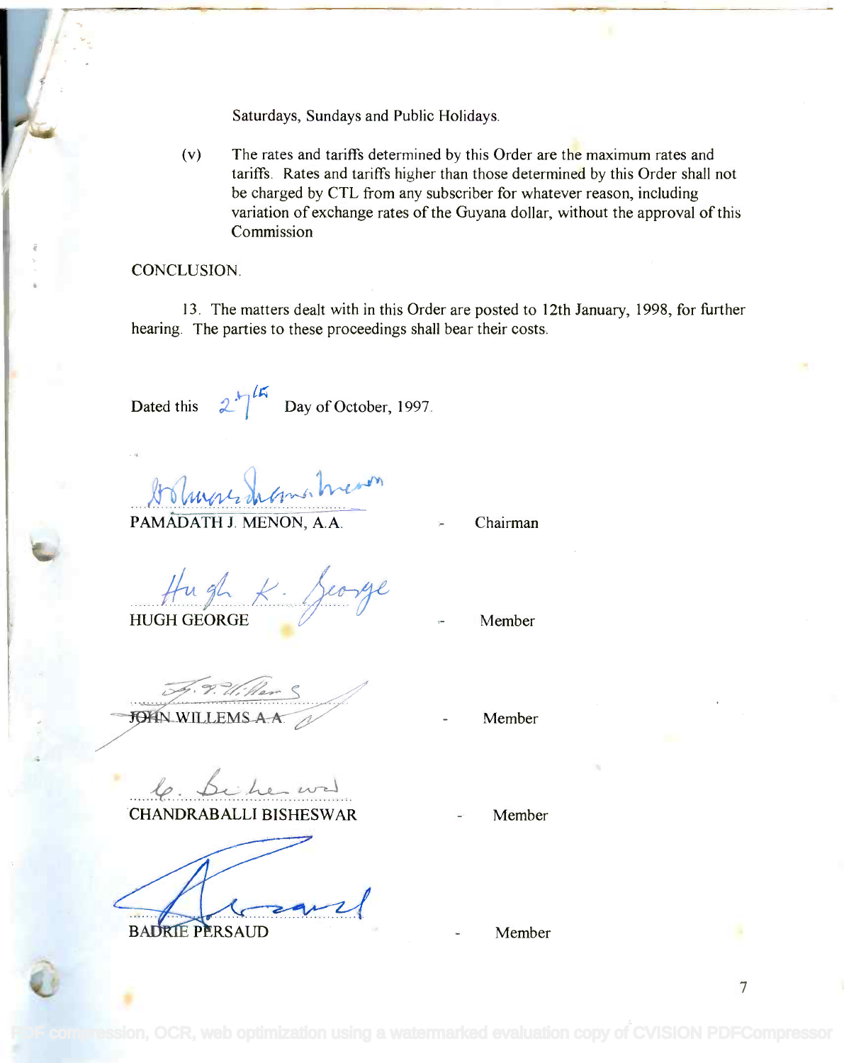Saturdays, Sundays and Public Holidays.

(v) The rates and tariffs determined by this Order are the maximum rates and tariffs. Rates and tariffs higher than those determined by this Order shall not be charged by CTL from any subscriber for whatever reason, including variation of exchange rates of the Guyana dollar, without the approval of this Commission

CONCLUSION.

13. The matters dealt with in this Order are posted to 12th January, 1998, for further hearing. The parties to these proceedings shall bear their costs.

Dated this 27th Day of October, 1997.

PAMADATH J. MENON, A.A. - Chairman

HUGH GEORGE - Member

JOHN WILLEMS A.A. - Member

CHANDRABALLI BISHESWAR - Member

BADRIE PERSAUD - Member